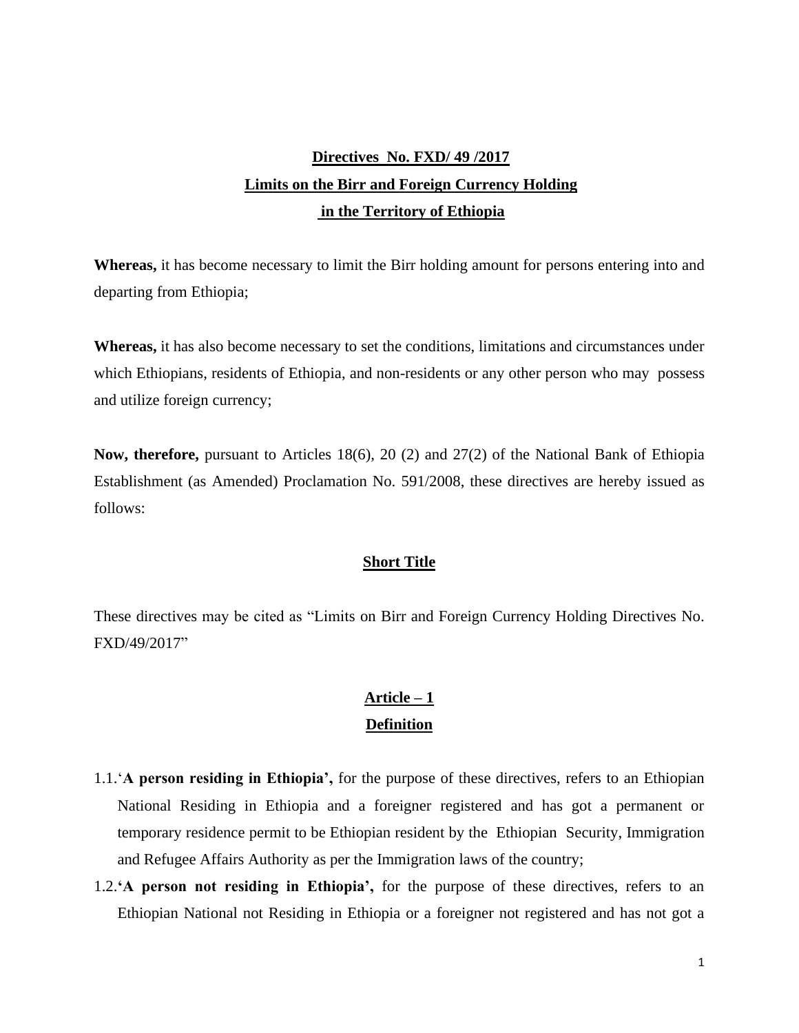# Directives No. FXD/ 49 /2017
# Limits on the Birr and Foreign Currency Holding in the Territory of Ethiopia

**Whereas,** it has become necessary to limit the Birr holding amount for persons entering into and departing from Ethiopia;

**Whereas,** it has also become necessary to set the conditions, limitations and circumstances under which Ethiopians, residents of Ethiopia, and non-residents or any other person who may possess and utilize foreign currency;

**Now, therefore,** pursuant to Articles 18(6), 20 (2) and 27(2) of the National Bank of Ethiopia Establishment (as Amended) Proclamation No. 591/2008, these directives are hereby issued as follows:

## Short Title

These directives may be cited as "Limits on Birr and Foreign Currency Holding Directives No. FXD/49/2017"

## Article – 1
## Definition

1.1.'**A person residing in Ethiopia',** for the purpose of these directives, refers to an Ethiopian National Residing in Ethiopia and a foreigner registered and has got a permanent or temporary residence permit to be Ethiopian resident by the Ethiopian Security, Immigration and Refugee Affairs Authority as per the Immigration laws of the country;

1.2.**'A person not residing in Ethiopia',** for the purpose of these directives, refers to an Ethiopian National not Residing in Ethiopia or a foreigner not registered and has not got a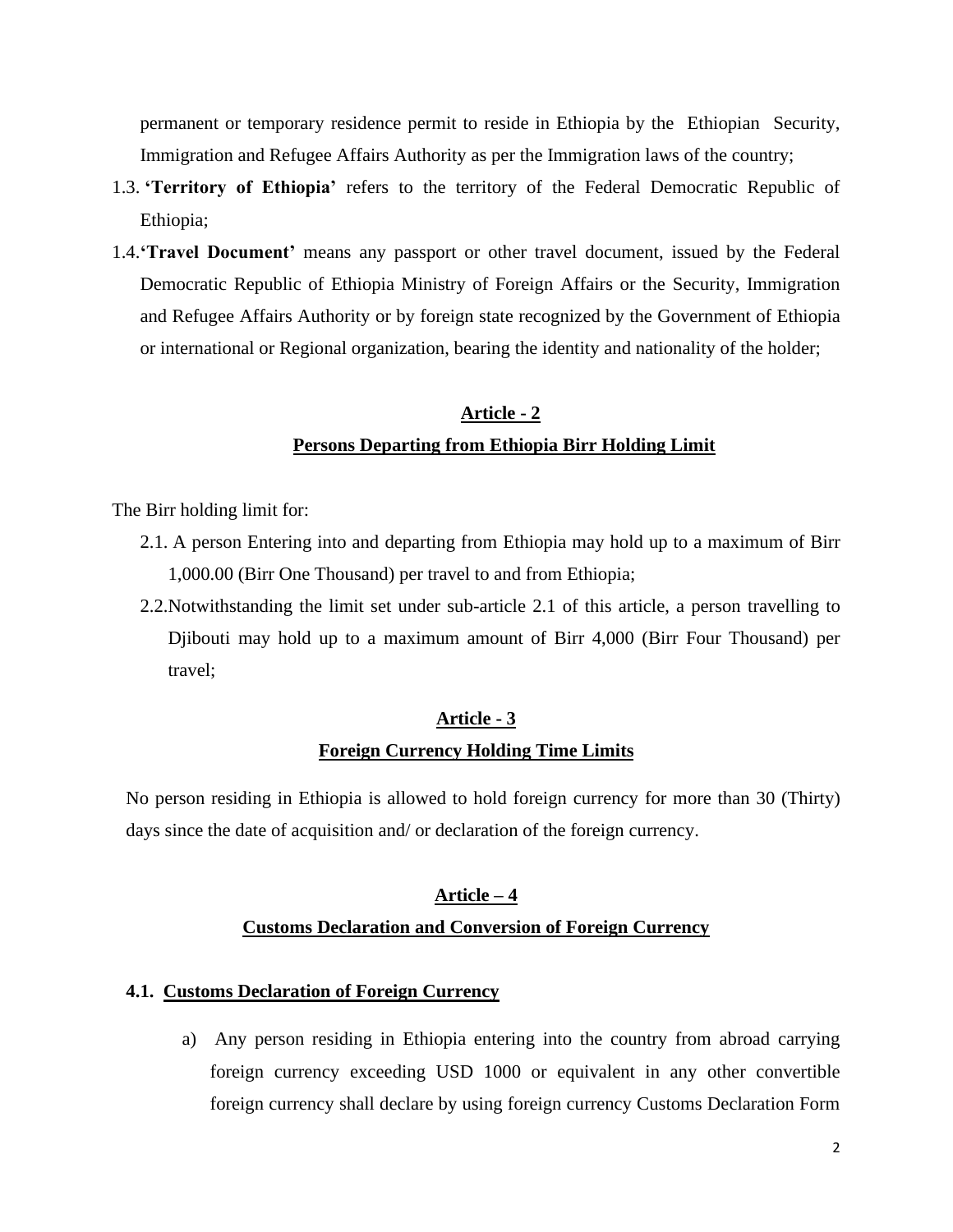permanent or temporary residence permit to reside in Ethiopia by the Ethiopian Security, Immigration and Refugee Affairs Authority as per the Immigration laws of the country;

1.3. **'Territory of Ethiopia'** refers to the territory of the Federal Democratic Republic of Ethiopia;

1.4. **'Travel Document'** means any passport or other travel document, issued by the Federal Democratic Republic of Ethiopia Ministry of Foreign Affairs or the Security, Immigration and Refugee Affairs Authority or by foreign state recognized by the Government of Ethiopia or international or Regional organization, bearing the identity and nationality of the holder;

## Article - 2
## Persons Departing from Ethiopia Birr Holding Limit

The Birr holding limit for:

2.1. A person Entering into and departing from Ethiopia may hold up to a maximum of Birr 1,000.00 (Birr One Thousand) per travel to and from Ethiopia;

2.2. Notwithstanding the limit set under sub-article 2.1 of this article, a person travelling to Djibouti may hold up to a maximum amount of Birr 4,000 (Birr Four Thousand) per travel;

## Article - 3
## Foreign Currency Holding Time Limits

No person residing in Ethiopia is allowed to hold foreign currency for more than 30 (Thirty) days since the date of acquisition and/ or declaration of the foreign currency.

## Article – 4
## Customs Declaration and Conversion of Foreign Currency

### 4.1. Customs Declaration of Foreign Currency

a) Any person residing in Ethiopia entering into the country from abroad carrying foreign currency exceeding USD 1000 or equivalent in any other convertible foreign currency shall declare by using foreign currency Customs Declaration Form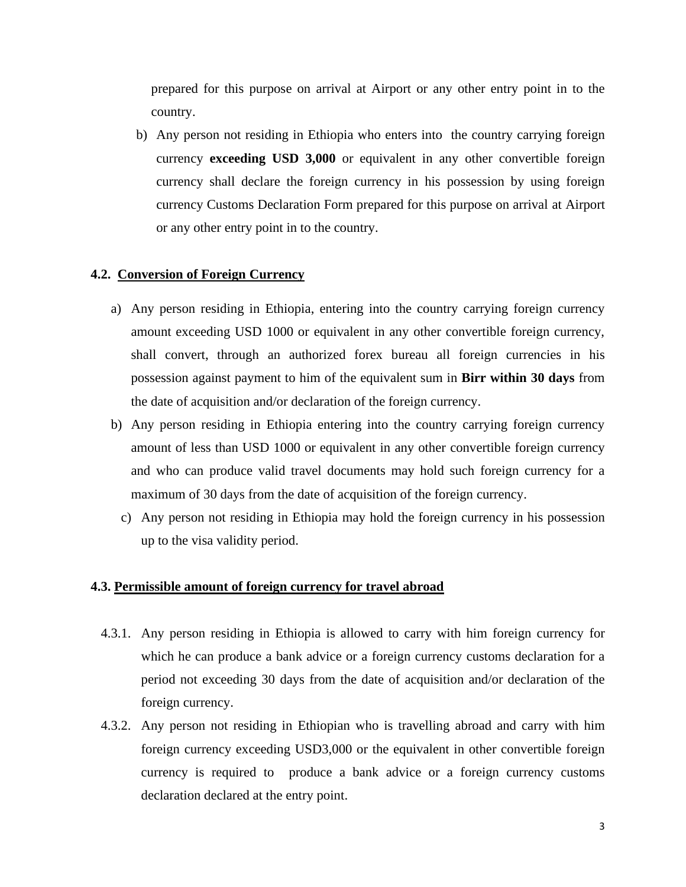prepared for this purpose on arrival at Airport or any other entry point in to the country.

b) Any person not residing in Ethiopia who enters into the country carrying foreign currency **exceeding USD 3,000** or equivalent in any other convertible foreign currency shall declare the foreign currency in his possession by using foreign currency Customs Declaration Form prepared for this purpose on arrival at Airport or any other entry point in to the country.

### 4.2. Conversion of Foreign Currency

a) Any person residing in Ethiopia, entering into the country carrying foreign currency amount exceeding USD 1000 or equivalent in any other convertible foreign currency, shall convert, through an authorized forex bureau all foreign currencies in his possession against payment to him of the equivalent sum in **Birr within 30 days** from the date of acquisition and/or declaration of the foreign currency.

b) Any person residing in Ethiopia entering into the country carrying foreign currency amount of less than USD 1000 or equivalent in any other convertible foreign currency and who can produce valid travel documents may hold such foreign currency for a maximum of 30 days from the date of acquisition of the foreign currency.

c) Any person not residing in Ethiopia may hold the foreign currency in his possession up to the visa validity period.

### 4.3. Permissible amount of foreign currency for travel abroad

4.3.1. Any person residing in Ethiopia is allowed to carry with him foreign currency for which he can produce a bank advice or a foreign currency customs declaration for a period not exceeding 30 days from the date of acquisition and/or declaration of the foreign currency.

4.3.2. Any person not residing in Ethiopian who is travelling abroad and carry with him foreign currency exceeding USD3,000 or the equivalent in other convertible foreign currency is required to produce a bank advice or a foreign currency customs declaration declared at the entry point.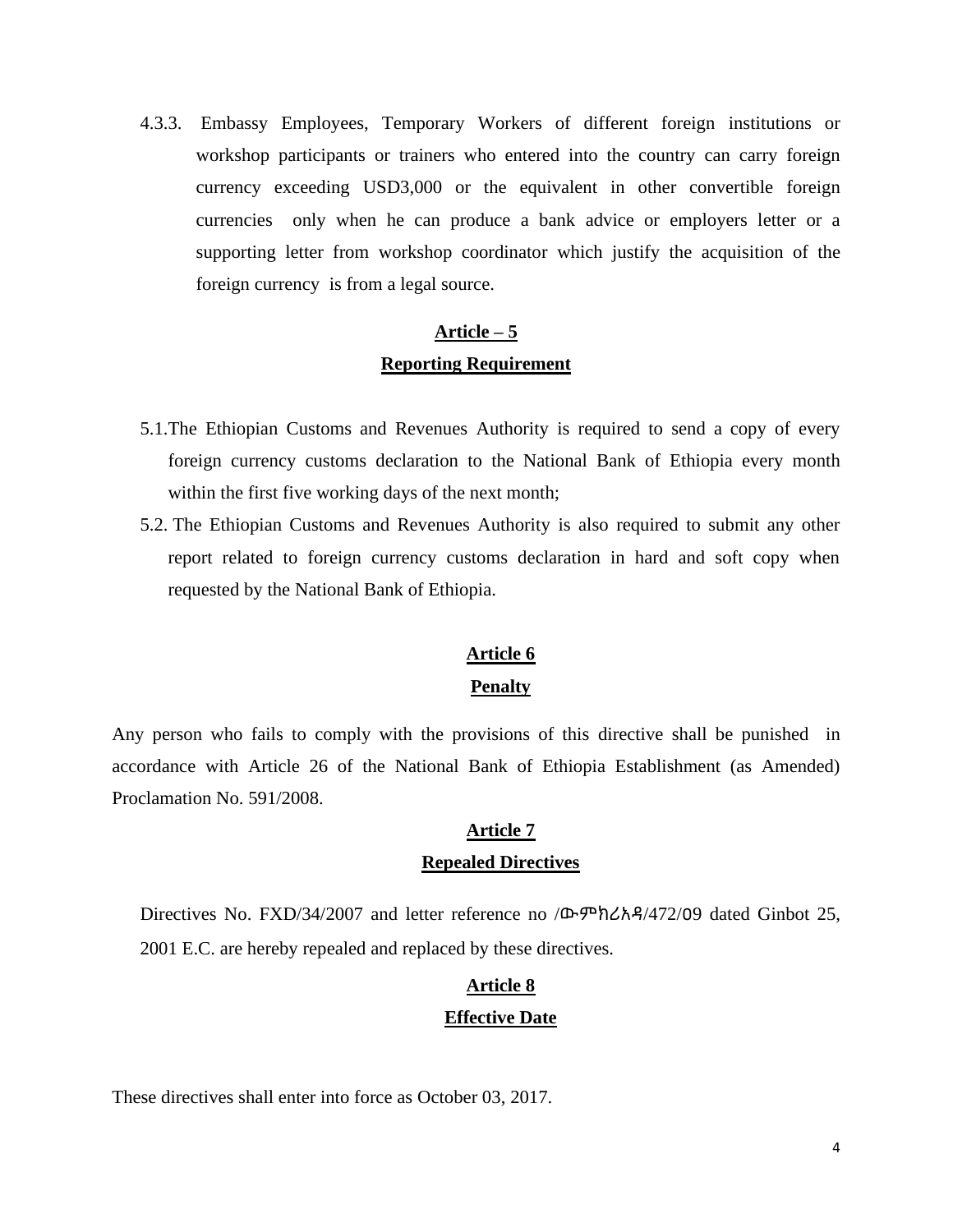4.3.3. Embassy Employees, Temporary Workers of different foreign institutions or workshop participants or trainers who entered into the country can carry foreign currency exceeding USD3,000 or the equivalent in other convertible foreign currencies only when he can produce a bank advice or employers letter or a supporting letter from workshop coordinator which justify the acquisition of the foreign currency is from a legal source.

## Article – 5

## Reporting Requirement

5.1. The Ethiopian Customs and Revenues Authority is required to send a copy of every foreign currency customs declaration to the National Bank of Ethiopia every month within the first five working days of the next month;

5.2. The Ethiopian Customs and Revenues Authority is also required to submit any other report related to foreign currency customs declaration in hard and soft copy when requested by the National Bank of Ethiopia.

## Article 6

## Penalty

Any person who fails to comply with the provisions of this directive shall be punished in accordance with Article 26 of the National Bank of Ethiopia Establishment (as Amended) Proclamation No. 591/2008.

## Article 7

## Repealed Directives

Directives No. FXD/34/2007 and letter reference no /ውምክሪአዳ/472/09 dated Ginbot 25, 2001 E.C. are hereby repealed and replaced by these directives.

## Article 8

## Effective Date

These directives shall enter into force as October 03, 2017.